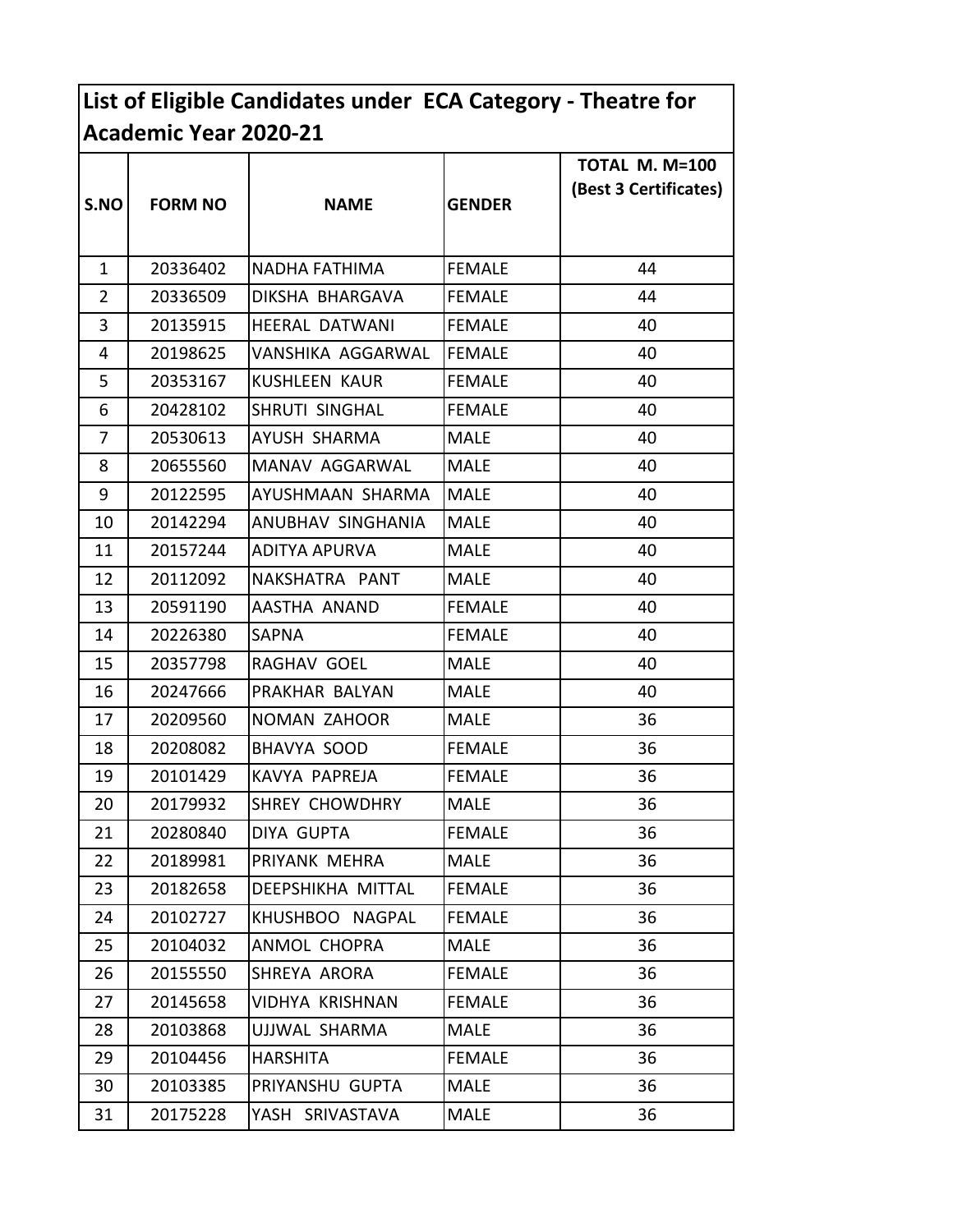## List of Eligible Candidates under ECA Category - Theatre for Academic Year 2020-21

| S.NO | FORM NO | NAME | GENDER | TOTAL M. M=100 (Best 3 Certificates) |
|---|---|---|---|---|
| 1 | 20336402 | NADHA FATHIMA | FEMALE | 44 |
| 2 | 20336509 | DIKSHA BHARGAVA | FEMALE | 44 |
| 3 | 20135915 | HEERAL DATWANI | FEMALE | 40 |
| 4 | 20198625 | VANSHIKA AGGARWAL | FEMALE | 40 |
| 5 | 20353167 | KUSHLEEN KAUR | FEMALE | 40 |
| 6 | 20428102 | SHRUTI SINGHAL | FEMALE | 40 |
| 7 | 20530613 | AYUSH SHARMA | MALE | 40 |
| 8 | 20655560 | MANAV AGGARWAL | MALE | 40 |
| 9 | 20122595 | AYUSHMAAN SHARMA | MALE | 40 |
| 10 | 20142294 | ANUBHAV SINGHANIA | MALE | 40 |
| 11 | 20157244 | ADITYA APURVA | MALE | 40 |
| 12 | 20112092 | NAKSHATRA PANT | MALE | 40 |
| 13 | 20591190 | AASTHA ANAND | FEMALE | 40 |
| 14 | 20226380 | SAPNA | FEMALE | 40 |
| 15 | 20357798 | RAGHAV GOEL | MALE | 40 |
| 16 | 20247666 | PRAKHAR BALYAN | MALE | 40 |
| 17 | 20209560 | NOMAN ZAHOOR | MALE | 36 |
| 18 | 20208082 | BHAVYA SOOD | FEMALE | 36 |
| 19 | 20101429 | KAVYA PAPREJA | FEMALE | 36 |
| 20 | 20179932 | SHREY CHOWDHRY | MALE | 36 |
| 21 | 20280840 | DIYA GUPTA | FEMALE | 36 |
| 22 | 20189981 | PRIYANK MEHRA | MALE | 36 |
| 23 | 20182658 | DEEPSHIKHA MITTAL | FEMALE | 36 |
| 24 | 20102727 | KHUSHBOO NAGPAL | FEMALE | 36 |
| 25 | 20104032 | ANMOL CHOPRA | MALE | 36 |
| 26 | 20155550 | SHREYA ARORA | FEMALE | 36 |
| 27 | 20145658 | VIDHYA KRISHNAN | FEMALE | 36 |
| 28 | 20103868 | UJJWAL SHARMA | MALE | 36 |
| 29 | 20104456 | HARSHITA | FEMALE | 36 |
| 30 | 20103385 | PRIYANSHU GUPTA | MALE | 36 |
| 31 | 20175228 | YASH SRIVASTAVA | MALE | 36 |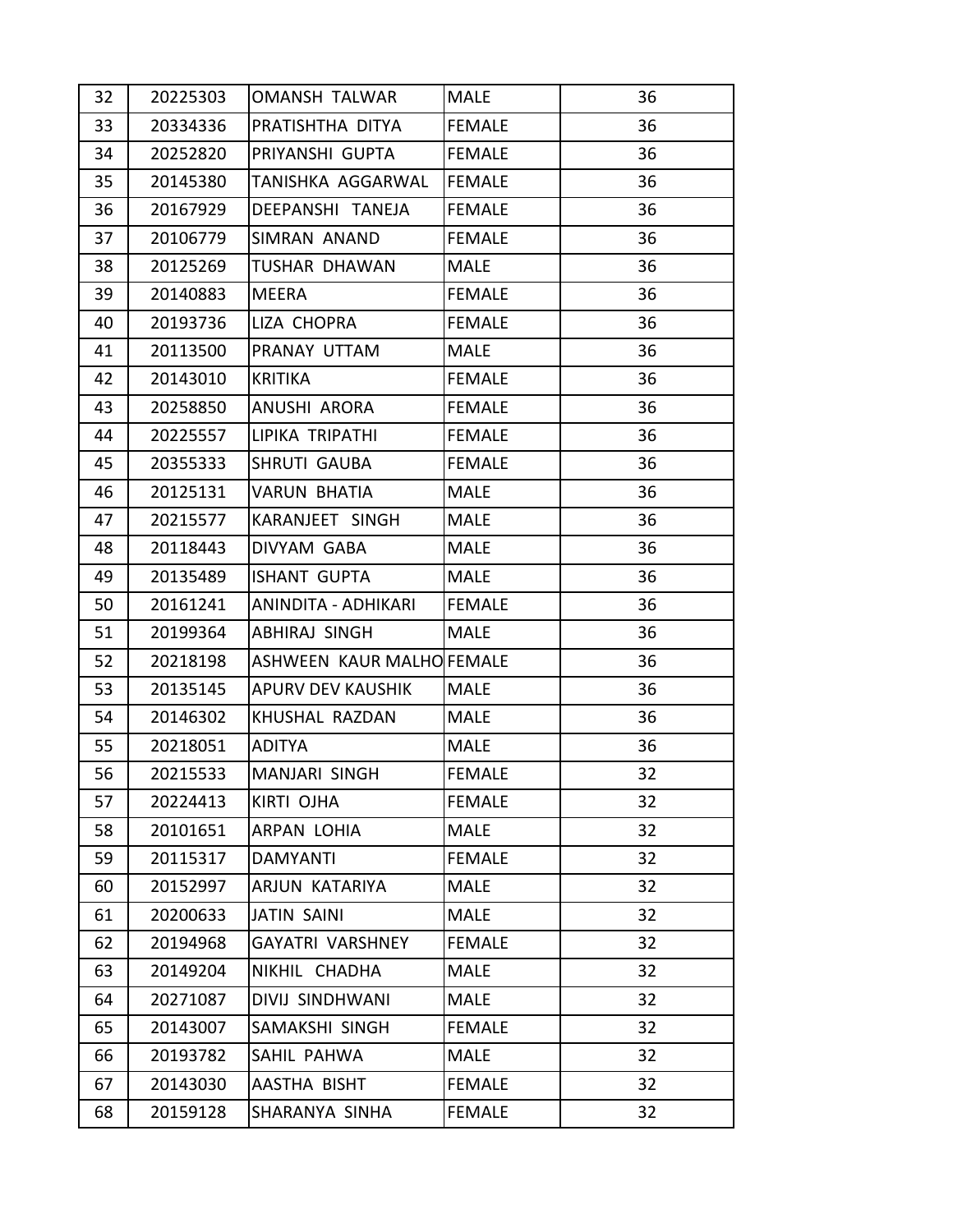| | | | | |
|---|---|---|---|---|
| 32 | 20225303 | OMANSH TALWAR | MALE | 36 |
| 33 | 20334336 | PRATISHTHA DITYA | FEMALE | 36 |
| 34 | 20252820 | PRIYANSHI GUPTA | FEMALE | 36 |
| 35 | 20145380 | TANISHKA AGGARWAL | FEMALE | 36 |
| 36 | 20167929 | DEEPANSHI TANEJA | FEMALE | 36 |
| 37 | 20106779 | SIMRAN ANAND | FEMALE | 36 |
| 38 | 20125269 | TUSHAR DHAWAN | MALE | 36 |
| 39 | 20140883 | MEERA | FEMALE | 36 |
| 40 | 20193736 | LIZA CHOPRA | FEMALE | 36 |
| 41 | 20113500 | PRANAY UTTAM | MALE | 36 |
| 42 | 20143010 | KRITIKA | FEMALE | 36 |
| 43 | 20258850 | ANUSHI ARORA | FEMALE | 36 |
| 44 | 20225557 | LIPIKA TRIPATHI | FEMALE | 36 |
| 45 | 20355333 | SHRUTI GAUBA | FEMALE | 36 |
| 46 | 20125131 | VARUN BHATIA | MALE | 36 |
| 47 | 20215577 | KARANJEET SINGH | MALE | 36 |
| 48 | 20118443 | DIVYAM GABA | MALE | 36 |
| 49 | 20135489 | ISHANT GUPTA | MALE | 36 |
| 50 | 20161241 | ANINDITA - ADHIKARI | FEMALE | 36 |
| 51 | 20199364 | ABHIRAJ SINGH | MALE | 36 |
| 52 | 20218198 | ASHWEEN KAUR MALHO | FEMALE | 36 |
| 53 | 20135145 | APURV DEV KAUSHIK | MALE | 36 |
| 54 | 20146302 | KHUSHAL RAZDAN | MALE | 36 |
| 55 | 20218051 | ADITYA | MALE | 36 |
| 56 | 20215533 | MANJARI SINGH | FEMALE | 32 |
| 57 | 20224413 | KIRTI OJHA | FEMALE | 32 |
| 58 | 20101651 | ARPAN LOHIA | MALE | 32 |
| 59 | 20115317 | DAMYANTI | FEMALE | 32 |
| 60 | 20152997 | ARJUN KATARIYA | MALE | 32 |
| 61 | 20200633 | JATIN SAINI | MALE | 32 |
| 62 | 20194968 | GAYATRI VARSHNEY | FEMALE | 32 |
| 63 | 20149204 | NIKHIL CHADHA | MALE | 32 |
| 64 | 20271087 | DIVIJ SINDHWANI | MALE | 32 |
| 65 | 20143007 | SAMAKSHI SINGH | FEMALE | 32 |
| 66 | 20193782 | SAHIL PAHWA | MALE | 32 |
| 67 | 20143030 | AASTHA BISHT | FEMALE | 32 |
| 68 | 20159128 | SHARANYA SINHA | FEMALE | 32 |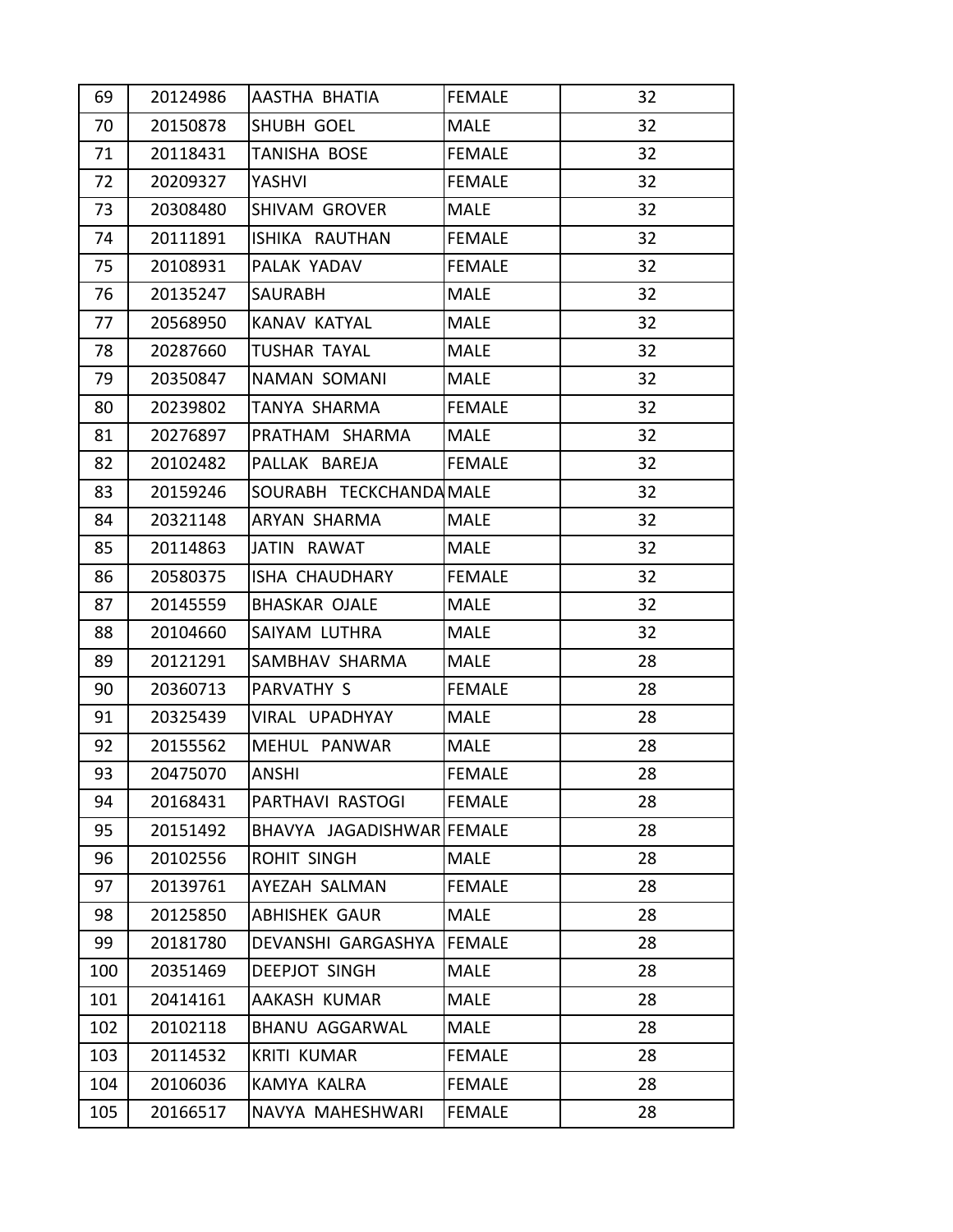| | | | | |
|---|---|---|---|---|
| 69 | 20124986 | AASTHA BHATIA | FEMALE | 32 |
| 70 | 20150878 | SHUBH GOEL | MALE | 32 |
| 71 | 20118431 | TANISHA BOSE | FEMALE | 32 |
| 72 | 20209327 | YASHVI | FEMALE | 32 |
| 73 | 20308480 | SHIVAM GROVER | MALE | 32 |
| 74 | 20111891 | ISHIKA RAUTHAN | FEMALE | 32 |
| 75 | 20108931 | PALAK YADAV | FEMALE | 32 |
| 76 | 20135247 | SAURABH | MALE | 32 |
| 77 | 20568950 | KANAV KATYAL | MALE | 32 |
| 78 | 20287660 | TUSHAR TAYAL | MALE | 32 |
| 79 | 20350847 | NAMAN SOMANI | MALE | 32 |
| 80 | 20239802 | TANYA SHARMA | FEMALE | 32 |
| 81 | 20276897 | PRATHAM SHARMA | MALE | 32 |
| 82 | 20102482 | PALLAK BAREJA | FEMALE | 32 |
| 83 | 20159246 | SOURABH TECKCHANDA | MALE | 32 |
| 84 | 20321148 | ARYAN SHARMA | MALE | 32 |
| 85 | 20114863 | JATIN RAWAT | MALE | 32 |
| 86 | 20580375 | ISHA CHAUDHARY | FEMALE | 32 |
| 87 | 20145559 | BHASKAR OJALE | MALE | 32 |
| 88 | 20104660 | SAIYAM LUTHRA | MALE | 32 |
| 89 | 20121291 | SAMBHAV SHARMA | MALE | 28 |
| 90 | 20360713 | PARVATHY S | FEMALE | 28 |
| 91 | 20325439 | VIRAL UPADHYAY | MALE | 28 |
| 92 | 20155562 | MEHUL PANWAR | MALE | 28 |
| 93 | 20475070 | ANSHI | FEMALE | 28 |
| 94 | 20168431 | PARTHAVI RASTOGI | FEMALE | 28 |
| 95 | 20151492 | BHAVYA JAGADISHWAR | FEMALE | 28 |
| 96 | 20102556 | ROHIT SINGH | MALE | 28 |
| 97 | 20139761 | AYEZAH SALMAN | FEMALE | 28 |
| 98 | 20125850 | ABHISHEK GAUR | MALE | 28 |
| 99 | 20181780 | DEVANSHI GARGASHYA | FEMALE | 28 |
| 100 | 20351469 | DEEPJOT SINGH | MALE | 28 |
| 101 | 20414161 | AAKASH KUMAR | MALE | 28 |
| 102 | 20102118 | BHANU AGGARWAL | MALE | 28 |
| 103 | 20114532 | KRITI KUMAR | FEMALE | 28 |
| 104 | 20106036 | KAMYA KALRA | FEMALE | 28 |
| 105 | 20166517 | NAVYA MAHESHWARI | FEMALE | 28 |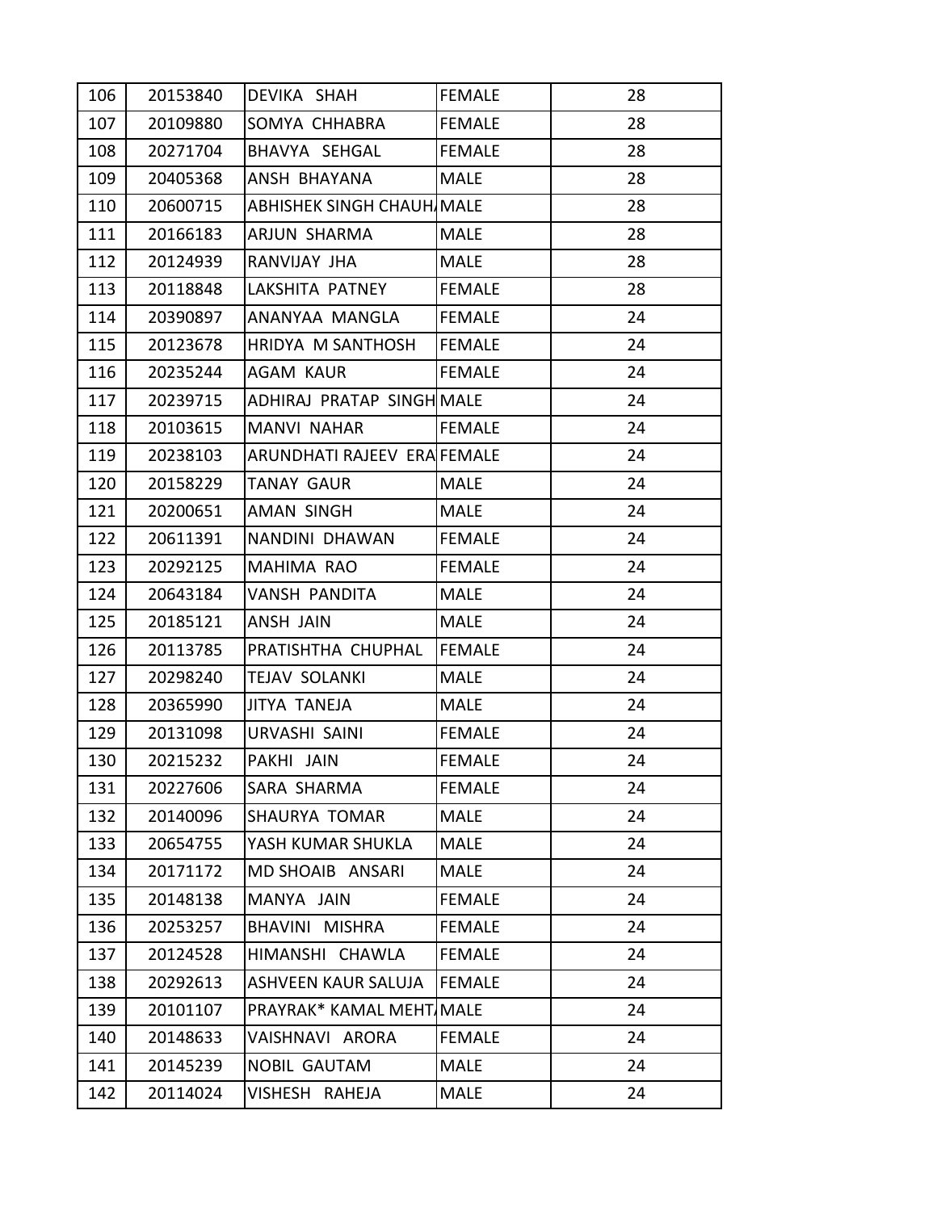| | | | | |
|---|---|---|---|---|
| 106 | 20153840 | DEVIKA SHAH | FEMALE | 28 |
| 107 | 20109880 | SOMYA CHHABRA | FEMALE | 28 |
| 108 | 20271704 | BHAVYA SEHGAL | FEMALE | 28 |
| 109 | 20405368 | ANSH BHAYANA | MALE | 28 |
| 110 | 20600715 | ABHISHEK SINGH CHAUH | MALE | 28 |
| 111 | 20166183 | ARJUN SHARMA | MALE | 28 |
| 112 | 20124939 | RANVIJAY JHA | MALE | 28 |
| 113 | 20118848 | LAKSHITA PATNEY | FEMALE | 28 |
| 114 | 20390897 | ANANYAA MANGLA | FEMALE | 24 |
| 115 | 20123678 | HRIDYA M SANTHOSH | FEMALE | 24 |
| 116 | 20235244 | AGAM KAUR | FEMALE | 24 |
| 117 | 20239715 | ADHIRAJ PRATAP SINGH | MALE | 24 |
| 118 | 20103615 | MANVI NAHAR | FEMALE | 24 |
| 119 | 20238103 | ARUNDHATI RAJEEV ERA | FEMALE | 24 |
| 120 | 20158229 | TANAY GAUR | MALE | 24 |
| 121 | 20200651 | AMAN SINGH | MALE | 24 |
| 122 | 20611391 | NANDINI DHAWAN | FEMALE | 24 |
| 123 | 20292125 | MAHIMA RAO | FEMALE | 24 |
| 124 | 20643184 | VANSH PANDITA | MALE | 24 |
| 125 | 20185121 | ANSH JAIN | MALE | 24 |
| 126 | 20113785 | PRATISHTHA CHUPHAL | FEMALE | 24 |
| 127 | 20298240 | TEJAV SOLANKI | MALE | 24 |
| 128 | 20365990 | JITYA TANEJA | MALE | 24 |
| 129 | 20131098 | URVASHI SAINI | FEMALE | 24 |
| 130 | 20215232 | PAKHI JAIN | FEMALE | 24 |
| 131 | 20227606 | SARA SHARMA | FEMALE | 24 |
| 132 | 20140096 | SHAURYA TOMAR | MALE | 24 |
| 133 | 20654755 | YASH KUMAR SHUKLA | MALE | 24 |
| 134 | 20171172 | MD SHOAIB ANSARI | MALE | 24 |
| 135 | 20148138 | MANYA JAIN | FEMALE | 24 |
| 136 | 20253257 | BHAVINI MISHRA | FEMALE | 24 |
| 137 | 20124528 | HIMANSHI CHAWLA | FEMALE | 24 |
| 138 | 20292613 | ASHVEEN KAUR SALUJA | FEMALE | 24 |
| 139 | 20101107 | PRAYRAK* KAMAL MEHT | MALE | 24 |
| 140 | 20148633 | VAISHNAVI ARORA | FEMALE | 24 |
| 141 | 20145239 | NOBIL GAUTAM | MALE | 24 |
| 142 | 20114024 | VISHESH RAHEJA | MALE | 24 |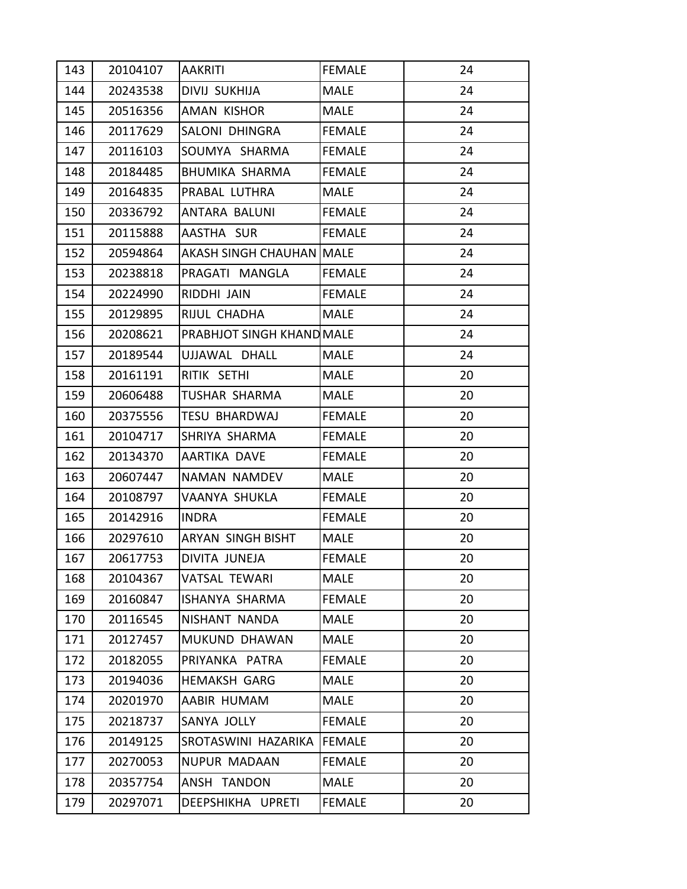| | | | | |
|---|---|---|---|---|
| 143 | 20104107 | AAKRITI | FEMALE | 24 |
| 144 | 20243538 | DIVIJ SUKHIJA | MALE | 24 |
| 145 | 20516356 | AMAN KISHOR | MALE | 24 |
| 146 | 20117629 | SALONI DHINGRA | FEMALE | 24 |
| 147 | 20116103 | SOUMYA SHARMA | FEMALE | 24 |
| 148 | 20184485 | BHUMIKA SHARMA | FEMALE | 24 |
| 149 | 20164835 | PRABAL LUTHRA | MALE | 24 |
| 150 | 20336792 | ANTARA BALUNI | FEMALE | 24 |
| 151 | 20115888 | AASTHA SUR | FEMALE | 24 |
| 152 | 20594864 | AKASH SINGH CHAUHAN | MALE | 24 |
| 153 | 20238818 | PRAGATI MANGLA | FEMALE | 24 |
| 154 | 20224990 | RIDDHI JAIN | FEMALE | 24 |
| 155 | 20129895 | RIJUL CHADHA | MALE | 24 |
| 156 | 20208621 | PRABHJOT SINGH KHAND | MALE | 24 |
| 157 | 20189544 | UJJAWAL DHALL | MALE | 24 |
| 158 | 20161191 | RITIK SETHI | MALE | 20 |
| 159 | 20606488 | TUSHAR SHARMA | MALE | 20 |
| 160 | 20375556 | TESU BHARDWAJ | FEMALE | 20 |
| 161 | 20104717 | SHRIYA SHARMA | FEMALE | 20 |
| 162 | 20134370 | AARTIKA DAVE | FEMALE | 20 |
| 163 | 20607447 | NAMAN NAMDEV | MALE | 20 |
| 164 | 20108797 | VAANYA SHUKLA | FEMALE | 20 |
| 165 | 20142916 | INDRA | FEMALE | 20 |
| 166 | 20297610 | ARYAN SINGH BISHT | MALE | 20 |
| 167 | 20617753 | DIVITA JUNEJA | FEMALE | 20 |
| 168 | 20104367 | VATSAL TEWARI | MALE | 20 |
| 169 | 20160847 | ISHANYA SHARMA | FEMALE | 20 |
| 170 | 20116545 | NISHANT NANDA | MALE | 20 |
| 171 | 20127457 | MUKUND DHAWAN | MALE | 20 |
| 172 | 20182055 | PRIYANKA PATRA | FEMALE | 20 |
| 173 | 20194036 | HEMAKSH GARG | MALE | 20 |
| 174 | 20201970 | AABIR HUMAM | MALE | 20 |
| 175 | 20218737 | SANYA JOLLY | FEMALE | 20 |
| 176 | 20149125 | SROTASWINI HAZARIKA | FEMALE | 20 |
| 177 | 20270053 | NUPUR MADAAN | FEMALE | 20 |
| 178 | 20357754 | ANSH TANDON | MALE | 20 |
| 179 | 20297071 | DEEPSHIKHA UPRETI | FEMALE | 20 |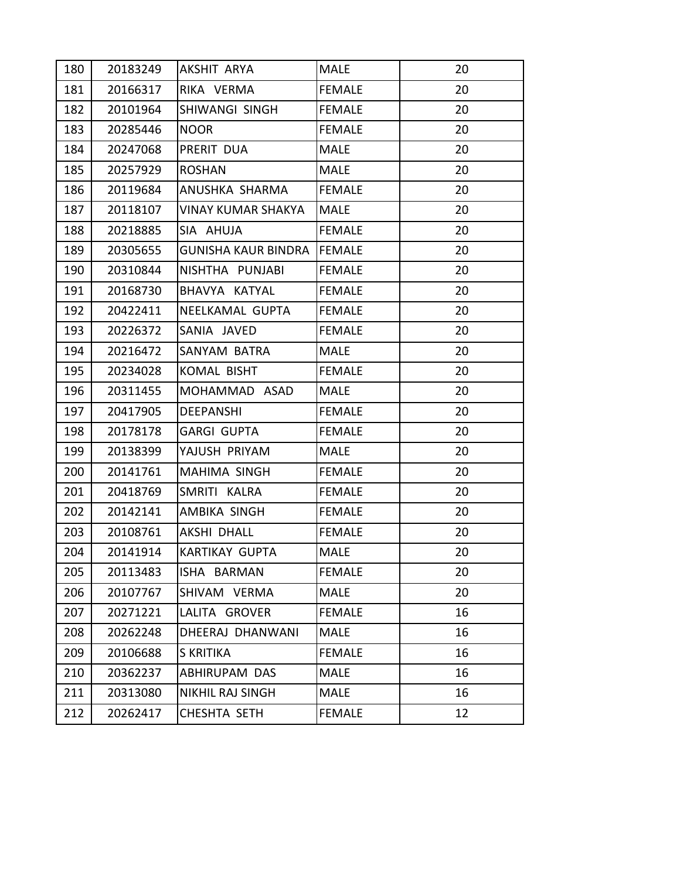| | | | | |
|---|---|---|---|---|
| 180 | 20183249 | AKSHIT ARYA | MALE | 20 |
| 181 | 20166317 | RIKA VERMA | FEMALE | 20 |
| 182 | 20101964 | SHIWANGI SINGH | FEMALE | 20 |
| 183 | 20285446 | NOOR | FEMALE | 20 |
| 184 | 20247068 | PRERIT DUA | MALE | 20 |
| 185 | 20257929 | ROSHAN | MALE | 20 |
| 186 | 20119684 | ANUSHKA SHARMA | FEMALE | 20 |
| 187 | 20118107 | VINAY KUMAR SHAKYA | MALE | 20 |
| 188 | 20218885 | SIA AHUJA | FEMALE | 20 |
| 189 | 20305655 | GUNISHA KAUR BINDRA | FEMALE | 20 |
| 190 | 20310844 | NISHTHA PUNJABI | FEMALE | 20 |
| 191 | 20168730 | BHAVYA KATYAL | FEMALE | 20 |
| 192 | 20422411 | NEELKAMAL GUPTA | FEMALE | 20 |
| 193 | 20226372 | SANIA JAVED | FEMALE | 20 |
| 194 | 20216472 | SANYAM BATRA | MALE | 20 |
| 195 | 20234028 | KOMAL BISHT | FEMALE | 20 |
| 196 | 20311455 | MOHAMMAD ASAD | MALE | 20 |
| 197 | 20417905 | DEEPANSHI | FEMALE | 20 |
| 198 | 20178178 | GARGI GUPTA | FEMALE | 20 |
| 199 | 20138399 | YAJUSH PRIYAM | MALE | 20 |
| 200 | 20141761 | MAHIMA SINGH | FEMALE | 20 |
| 201 | 20418769 | SMRITI KALRA | FEMALE | 20 |
| 202 | 20142141 | AMBIKA SINGH | FEMALE | 20 |
| 203 | 20108761 | AKSHI DHALL | FEMALE | 20 |
| 204 | 20141914 | KARTIKAY GUPTA | MALE | 20 |
| 205 | 20113483 | ISHA BARMAN | FEMALE | 20 |
| 206 | 20107767 | SHIVAM VERMA | MALE | 20 |
| 207 | 20271221 | LALITA GROVER | FEMALE | 16 |
| 208 | 20262248 | DHEERAJ DHANWANI | MALE | 16 |
| 209 | 20106688 | S KRITIKA | FEMALE | 16 |
| 210 | 20362237 | ABHIRUPAM DAS | MALE | 16 |
| 211 | 20313080 | NIKHIL RAJ SINGH | MALE | 16 |
| 212 | 20262417 | CHESHTA SETH | FEMALE | 12 |